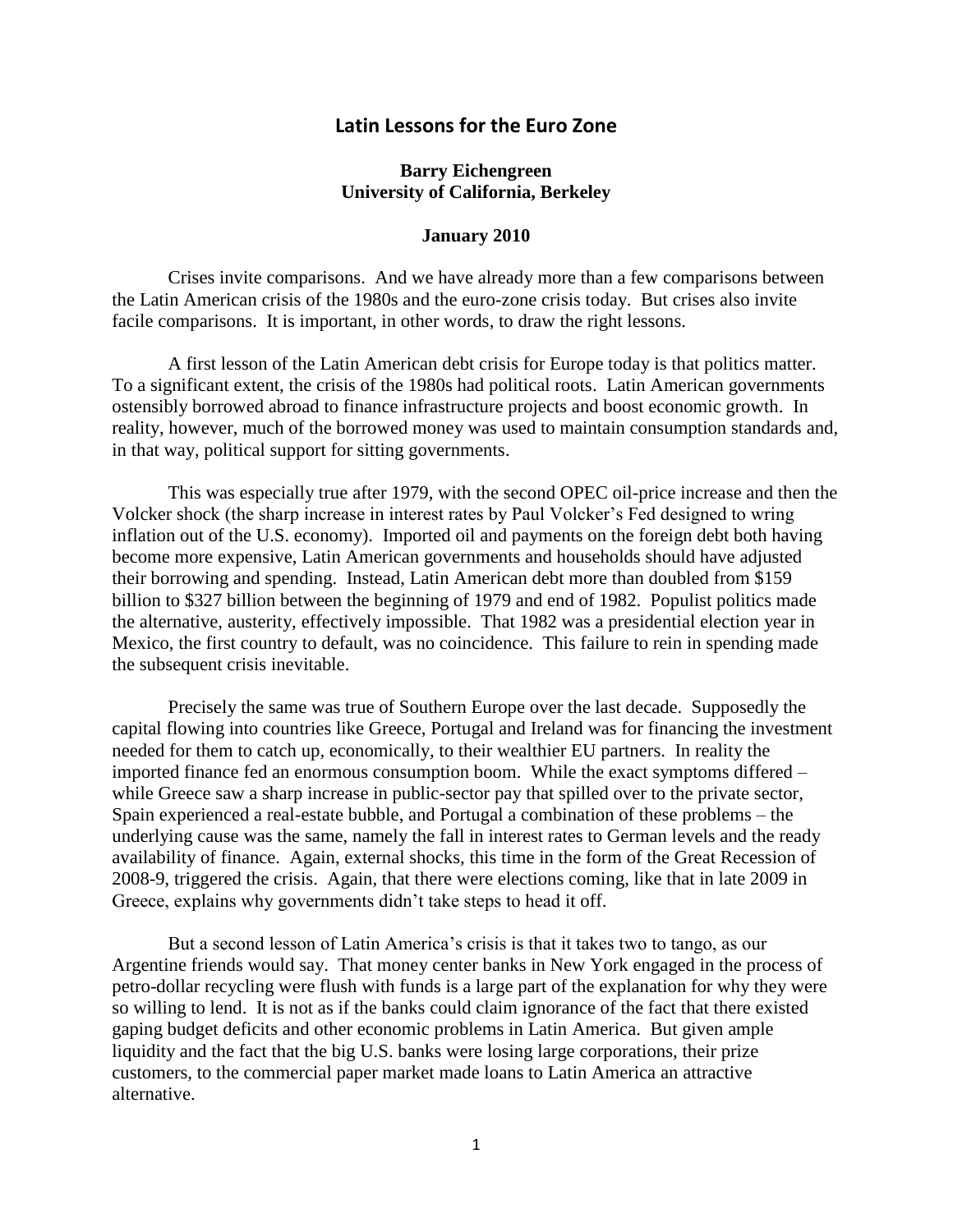# Latin Lessons for the Euro Zone

**Barry Eichengreen**
**University of California, Berkeley**

**January 2010**

Crises invite comparisons. And we have already more than a few comparisons between the Latin American crisis of the 1980s and the euro-zone crisis today. But crises also invite facile comparisons. It is important, in other words, to draw the right lessons.

A first lesson of the Latin American debt crisis for Europe today is that politics matter. To a significant extent, the crisis of the 1980s had political roots. Latin American governments ostensibly borrowed abroad to finance infrastructure projects and boost economic growth. In reality, however, much of the borrowed money was used to maintain consumption standards and, in that way, political support for sitting governments.

This was especially true after 1979, with the second OPEC oil-price increase and then the Volcker shock (the sharp increase in interest rates by Paul Volcker's Fed designed to wring inflation out of the U.S. economy). Imported oil and payments on the foreign debt both having become more expensive, Latin American governments and households should have adjusted their borrowing and spending. Instead, Latin American debt more than doubled from $159 billion to $327 billion between the beginning of 1979 and end of 1982. Populist politics made the alternative, austerity, effectively impossible. That 1982 was a presidential election year in Mexico, the first country to default, was no coincidence. This failure to rein in spending made the subsequent crisis inevitable.

Precisely the same was true of Southern Europe over the last decade. Supposedly the capital flowing into countries like Greece, Portugal and Ireland was for financing the investment needed for them to catch up, economically, to their wealthier EU partners. In reality the imported finance fed an enormous consumption boom. While the exact symptoms differed – while Greece saw a sharp increase in public-sector pay that spilled over to the private sector, Spain experienced a real-estate bubble, and Portugal a combination of these problems – the underlying cause was the same, namely the fall in interest rates to German levels and the ready availability of finance. Again, external shocks, this time in the form of the Great Recession of 2008-9, triggered the crisis. Again, that there were elections coming, like that in late 2009 in Greece, explains why governments didn't take steps to head it off.

But a second lesson of Latin America's crisis is that it takes two to tango, as our Argentine friends would say. That money center banks in New York engaged in the process of petro-dollar recycling were flush with funds is a large part of the explanation for why they were so willing to lend. It is not as if the banks could claim ignorance of the fact that there existed gaping budget deficits and other economic problems in Latin America. But given ample liquidity and the fact that the big U.S. banks were losing large corporations, their prize customers, to the commercial paper market made loans to Latin America an attractive alternative.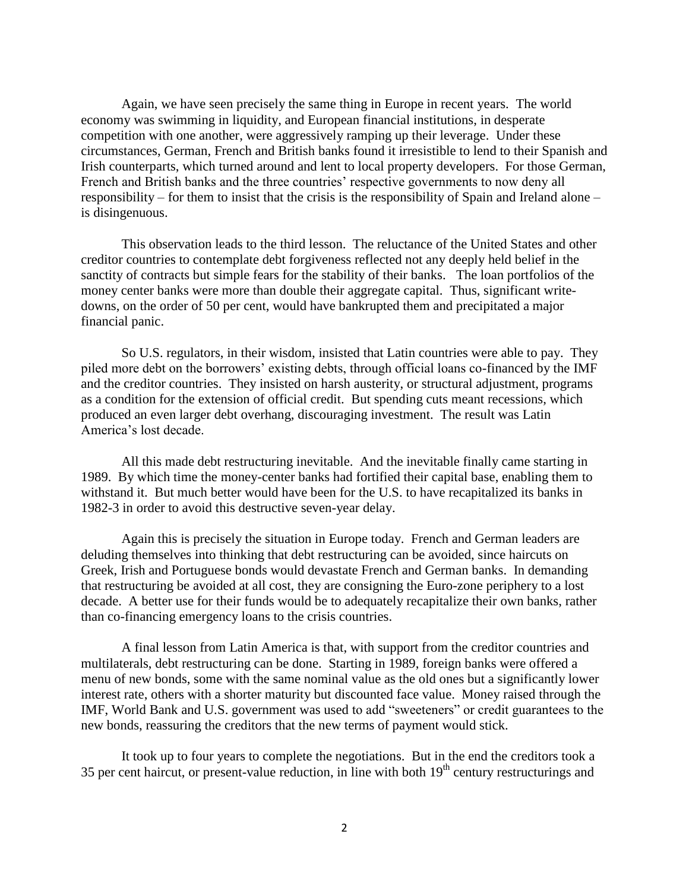Again, we have seen precisely the same thing in Europe in recent years. The world economy was swimming in liquidity, and European financial institutions, in desperate competition with one another, were aggressively ramping up their leverage. Under these circumstances, German, French and British banks found it irresistible to lend to their Spanish and Irish counterparts, which turned around and lent to local property developers. For those German, French and British banks and the three countries' respective governments to now deny all responsibility – for them to insist that the crisis is the responsibility of Spain and Ireland alone – is disingenuous.

This observation leads to the third lesson. The reluctance of the United States and other creditor countries to contemplate debt forgiveness reflected not any deeply held belief in the sanctity of contracts but simple fears for the stability of their banks. The loan portfolios of the money center banks were more than double their aggregate capital. Thus, significant write-downs, on the order of 50 per cent, would have bankrupted them and precipitated a major financial panic.

So U.S. regulators, in their wisdom, insisted that Latin countries were able to pay. They piled more debt on the borrowers' existing debts, through official loans co-financed by the IMF and the creditor countries. They insisted on harsh austerity, or structural adjustment, programs as a condition for the extension of official credit. But spending cuts meant recessions, which produced an even larger debt overhang, discouraging investment. The result was Latin America's lost decade.

All this made debt restructuring inevitable. And the inevitable finally came starting in 1989. By which time the money-center banks had fortified their capital base, enabling them to withstand it. But much better would have been for the U.S. to have recapitalized its banks in 1982-3 in order to avoid this destructive seven-year delay.

Again this is precisely the situation in Europe today. French and German leaders are deluding themselves into thinking that debt restructuring can be avoided, since haircuts on Greek, Irish and Portuguese bonds would devastate French and German banks. In demanding that restructuring be avoided at all cost, they are consigning the Euro-zone periphery to a lost decade. A better use for their funds would be to adequately recapitalize their own banks, rather than co-financing emergency loans to the crisis countries.

A final lesson from Latin America is that, with support from the creditor countries and multilaterals, debt restructuring can be done. Starting in 1989, foreign banks were offered a menu of new bonds, some with the same nominal value as the old ones but a significantly lower interest rate, others with a shorter maturity but discounted face value. Money raised through the IMF, World Bank and U.S. government was used to add "sweeteners" or credit guarantees to the new bonds, reassuring the creditors that the new terms of payment would stick.

It took up to four years to complete the negotiations. But in the end the creditors took a 35 per cent haircut, or present-value reduction, in line with both 19th century restructurings and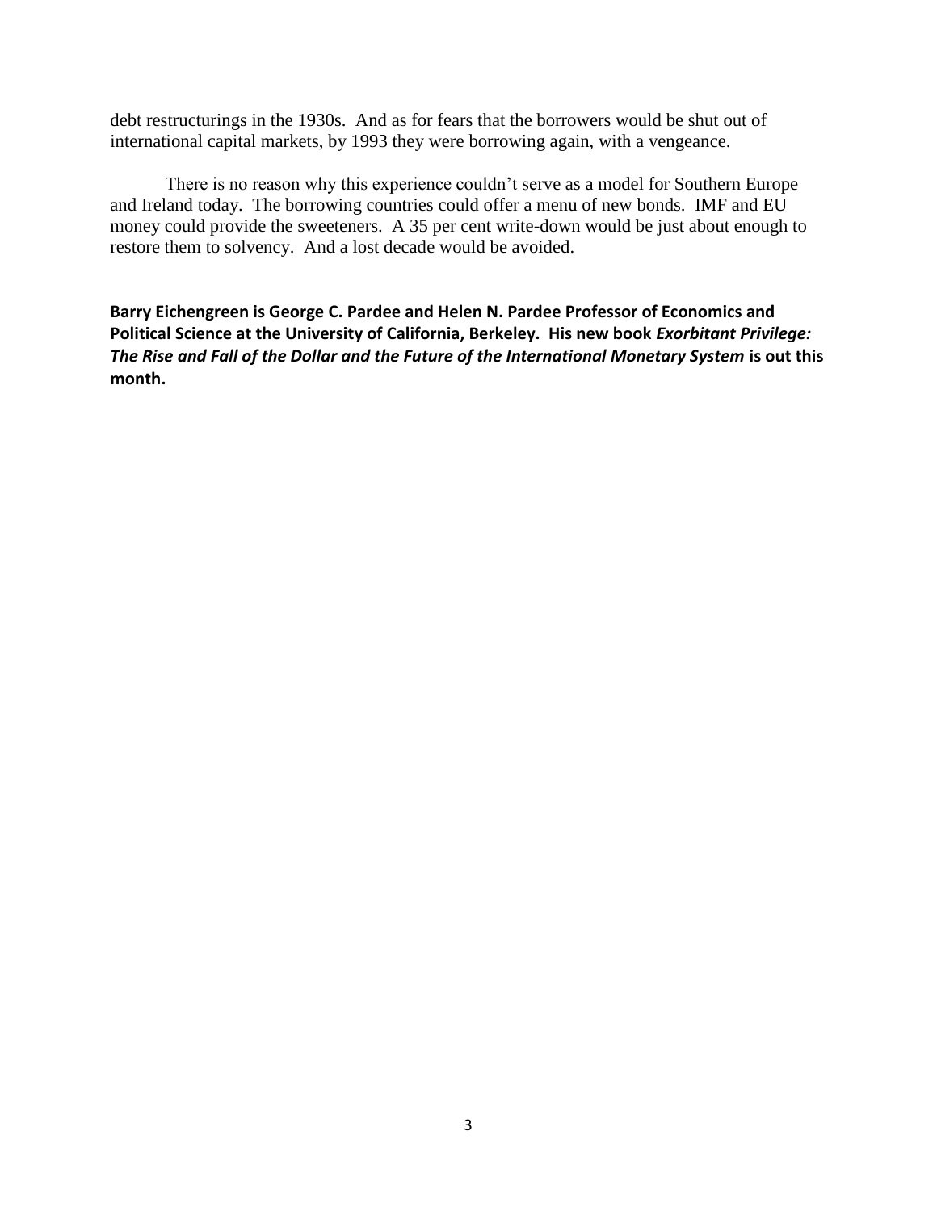debt restructurings in the 1930s. And as for fears that the borrowers would be shut out of international capital markets, by 1993 they were borrowing again, with a vengeance.

There is no reason why this experience couldn't serve as a model for Southern Europe and Ireland today. The borrowing countries could offer a menu of new bonds. IMF and EU money could provide the sweeteners. A 35 per cent write-down would be just about enough to restore them to solvency. And a lost decade would be avoided.

**Barry Eichengreen is George C. Pardee and Helen N. Pardee Professor of Economics and Political Science at the University of California, Berkeley. His new book *Exorbitant Privilege: The Rise and Fall of the Dollar and the Future of the International Monetary System* is out this month.**